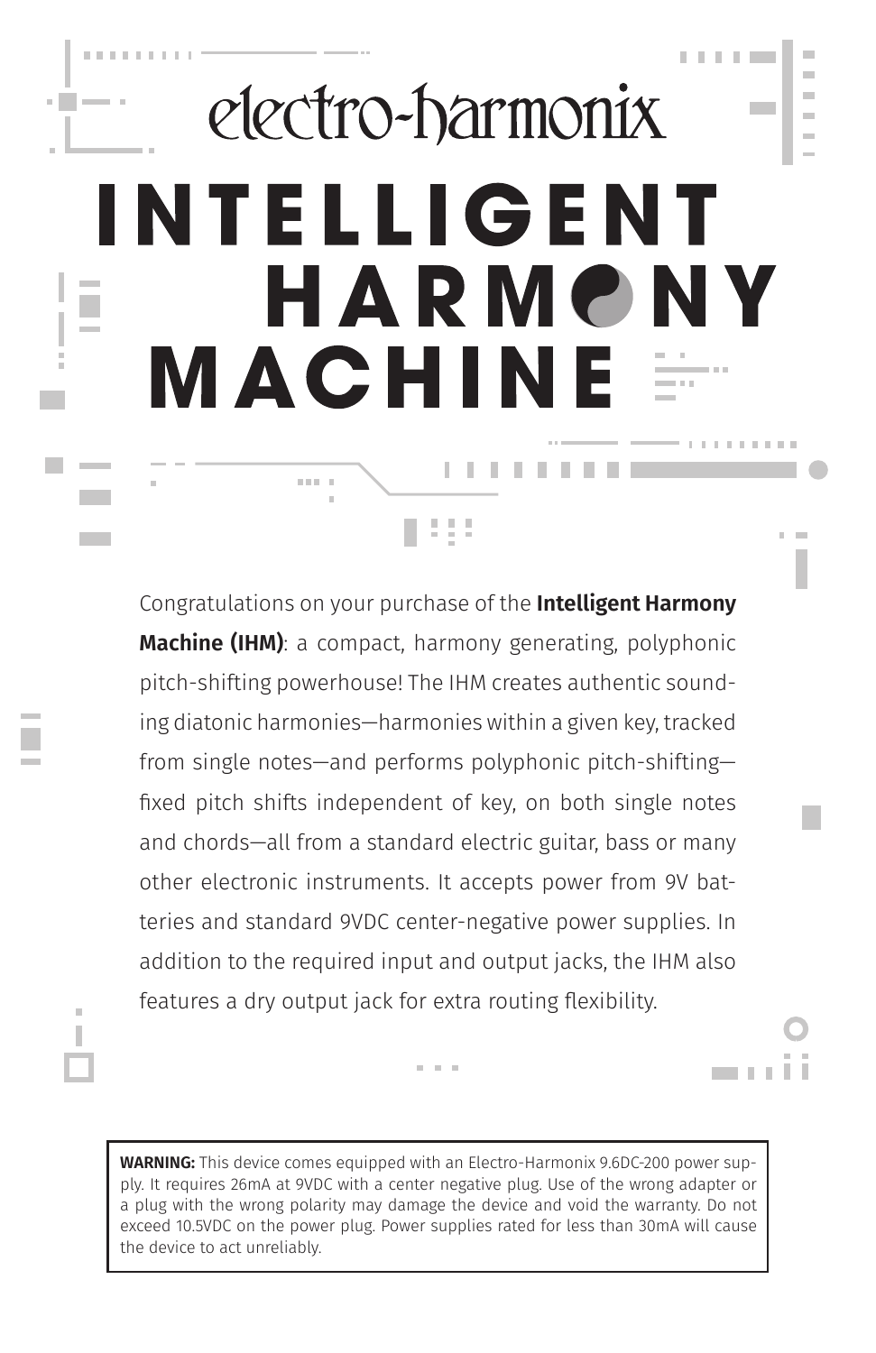electro-harmonix

# INTELLIGENT HARMONY MACHINE

Congratulations on your purchase of the **Intelligent Harmony Machine (IHM)**: a compact, harmony generating, polyphonic pitch-shifting powerhouse! The IHM creates authentic sounding diatonic harmonies—harmonies within a given key, tracked from single notes—and performs polyphonic pitch-shifting—fixed pitch shifts independent of key, on both single notes and chords—all from a standard electric guitar, bass or many other electronic instruments. It accepts power from 9V batteries and standard 9VDC center-negative power supplies. In addition to the required input and output jacks, the IHM also features a dry output jack for extra routing flexibility.

**WARNING:** This device comes equipped with an Electro-Harmonix 9.6DC-200 power supply. It requires 26mA at 9VDC with a center negative plug. Use of the wrong adapter or a plug with the wrong polarity may damage the device and void the warranty. Do not exceed 10.5VDC on the power plug. Power supplies rated for less than 30mA will cause the device to act unreliably.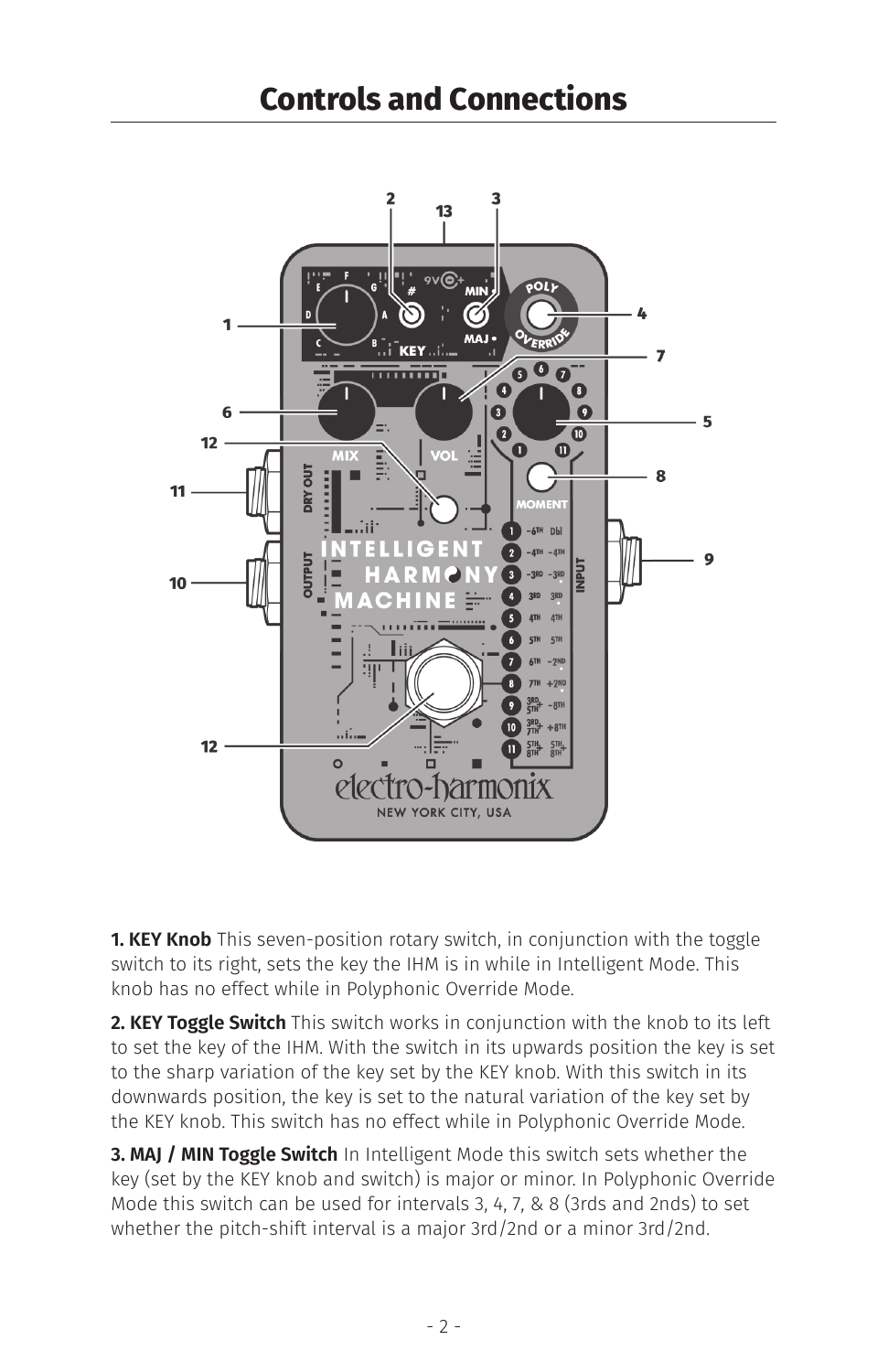# Controls and Connections

**1. KEY Knob** This seven-position rotary switch, in conjunction with the toggle switch to its right, sets the key the IHM is in while in Intelligent Mode. This knob has no effect while in Polyphonic Override Mode.

**2. KEY Toggle Switch** This switch works in conjunction with the knob to its left to set the key of the IHM. With the switch in its upwards position the key is set to the sharp variation of the key set by the KEY knob. With this switch in its downwards position, the key is set to the natural variation of the key set by the KEY knob. This switch has no effect while in Polyphonic Override Mode.

**3. MAJ / MIN Toggle Switch** In Intelligent Mode this switch sets whether the key (set by the KEY knob and switch) is major or minor. In Polyphonic Override Mode this switch can be used for intervals 3, 4, 7, & 8 (3rds and 2nds) to set whether the pitch-shift interval is a major 3rd/2nd or a minor 3rd/2nd.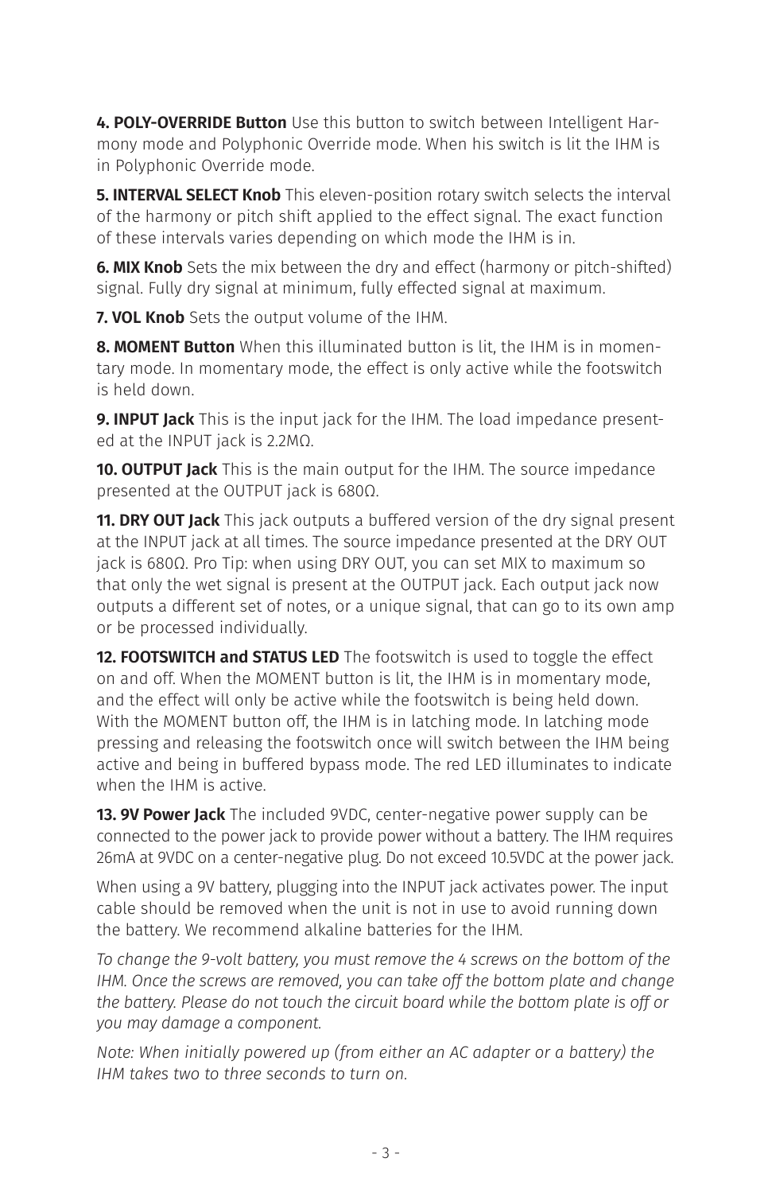**4. POLY-OVERRIDE Button** Use this button to switch between Intelligent Harmony mode and Polyphonic Override mode. When his switch is lit the IHM is in Polyphonic Override mode.

**5. INTERVAL SELECT Knob** This eleven-position rotary switch selects the interval of the harmony or pitch shift applied to the effect signal. The exact function of these intervals varies depending on which mode the IHM is in.

**6. MIX Knob** Sets the mix between the dry and effect (harmony or pitch-shifted) signal. Fully dry signal at minimum, fully effected signal at maximum.

**7. VOL Knob** Sets the output volume of the IHM.

**8. MOMENT Button** When this illuminated button is lit, the IHM is in momentary mode. In momentary mode, the effect is only active while the footswitch is held down.

**9. INPUT Jack** This is the input jack for the IHM. The load impedance presented at the INPUT jack is 2.2MΩ.

**10. OUTPUT Jack** This is the main output for the IHM. The source impedance presented at the OUTPUT jack is 680Ω.

**11. DRY OUT Jack** This jack outputs a buffered version of the dry signal present at the INPUT jack at all times. The source impedance presented at the DRY OUT jack is 680Ω. Pro Tip: when using DRY OUT, you can set MIX to maximum so that only the wet signal is present at the OUTPUT jack. Each output jack now outputs a different set of notes, or a unique signal, that can go to its own amp or be processed individually.

**12. FOOTSWITCH and STATUS LED** The footswitch is used to toggle the effect on and off. When the MOMENT button is lit, the IHM is in momentary mode, and the effect will only be active while the footswitch is being held down. With the MOMENT button off, the IHM is in latching mode. In latching mode pressing and releasing the footswitch once will switch between the IHM being active and being in buffered bypass mode. The red LED illuminates to indicate when the IHM is active.

**13. 9V Power Jack** The included 9VDC, center-negative power supply can be connected to the power jack to provide power without a battery. The IHM requires 26mA at 9VDC on a center-negative plug. Do not exceed 10.5VDC at the power jack.

When using a 9V battery, plugging into the INPUT jack activates power. The input cable should be removed when the unit is not in use to avoid running down the battery. We recommend alkaline batteries for the IHM.

*To change the 9-volt battery, you must remove the 4 screws on the bottom of the IHM. Once the screws are removed, you can take off the bottom plate and change the battery. Please do not touch the circuit board while the bottom plate is off or you may damage a component.*

*Note: When initially powered up (from either an AC adapter or a battery) the IHM takes two to three seconds to turn on.*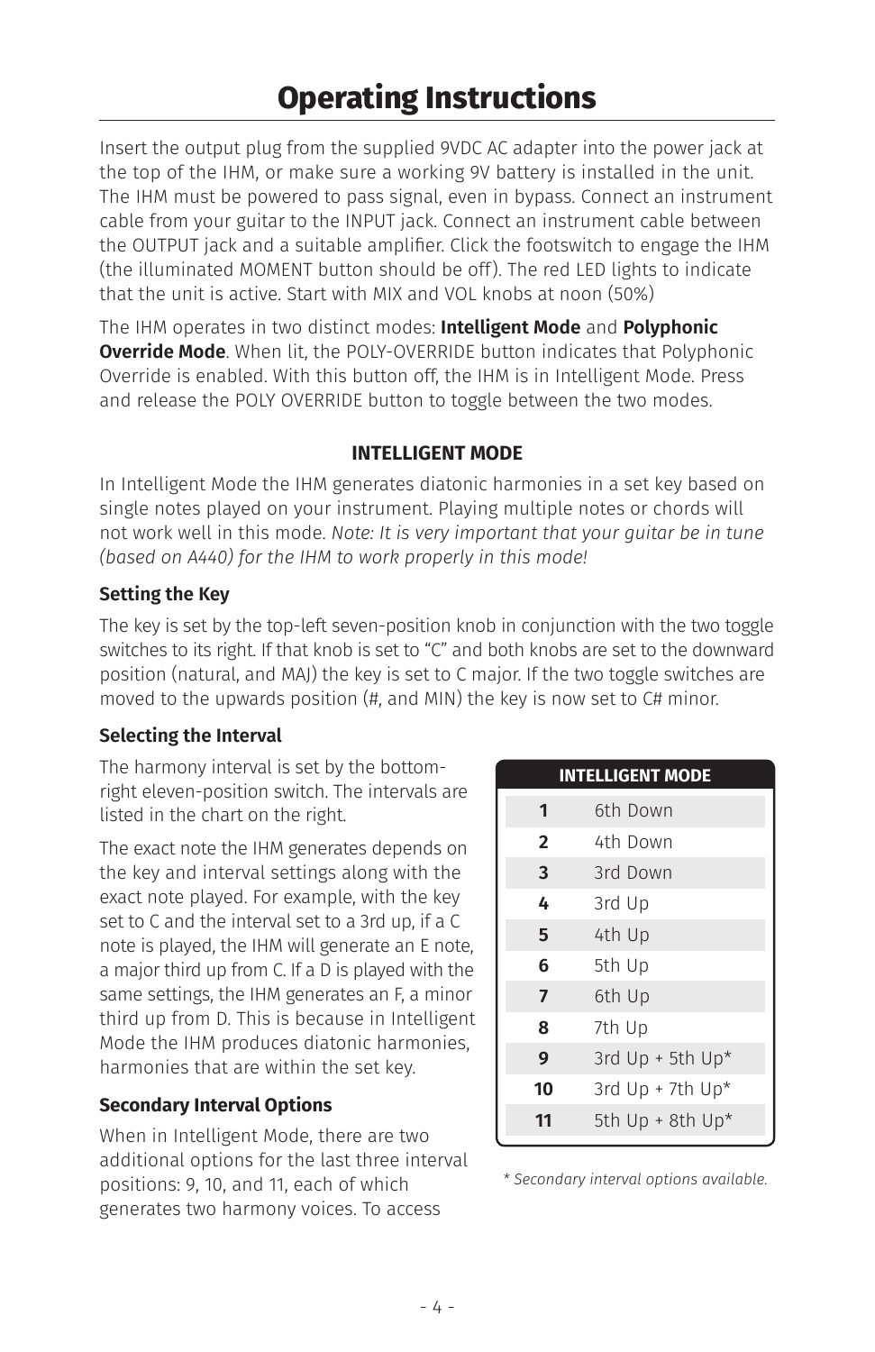# Operating Instructions

Insert the output plug from the supplied 9VDC AC adapter into the power jack at the top of the IHM, or make sure a working 9V battery is installed in the unit. The IHM must be powered to pass signal, even in bypass. Connect an instrument cable from your guitar to the INPUT jack. Connect an instrument cable between the OUTPUT jack and a suitable amplifier. Click the footswitch to engage the IHM (the illuminated MOMENT button should be off). The red LED lights to indicate that the unit is active. Start with MIX and VOL knobs at noon (50%)

The IHM operates in two distinct modes: **Intelligent Mode** and **Polyphonic Override Mode**. When lit, the POLY-OVERRIDE button indicates that Polyphonic Override is enabled. With this button off, the IHM is in Intelligent Mode. Press and release the POLY OVERRIDE button to toggle between the two modes.

### INTELLIGENT MODE

In Intelligent Mode the IHM generates diatonic harmonies in a set key based on single notes played on your instrument. Playing multiple notes or chords will not work well in this mode. *Note: It is very important that your guitar be in tune (based on A440) for the IHM to work properly in this mode!*

#### Setting the Key

The key is set by the top-left seven-position knob in conjunction with the two toggle switches to its right. If that knob is set to "C" and both knobs are set to the downward position (natural, and MAJ) the key is set to C major. If the two toggle switches are moved to the upwards position (#, and MIN) the key is now set to C# minor.

#### Selecting the Interval

The harmony interval is set by the bottom-right eleven-position switch. The intervals are listed in the chart on the right.

The exact note the IHM generates depends on the key and interval settings along with the exact note played. For example, with the key set to C and the interval set to a 3rd up, if a C note is played, the IHM will generate an E note, a major third up from C. If a D is played with the same settings, the IHM generates an F, a minor third up from D. This is because in Intelligent Mode the IHM produces diatonic harmonies, harmonies that are within the set key.

| INTELLIGENT MODE | |
|---|---|
| **1** | 6th Down |
| **2** | 4th Down |
| **3** | 3rd Down |
| **4** | 3rd Up |
| **5** | 4th Up |
| **6** | 5th Up |
| **7** | 6th Up |
| **8** | 7th Up |
| **9** | 3rd Up + 5th Up* |
| **10** | 3rd Up + 7th Up* |
| **11** | 5th Up + 8th Up* |

*\* Secondary interval options available.*

#### Secondary Interval Options

When in Intelligent Mode, there are two additional options for the last three interval positions: 9, 10, and 11, each of which generates two harmony voices. To access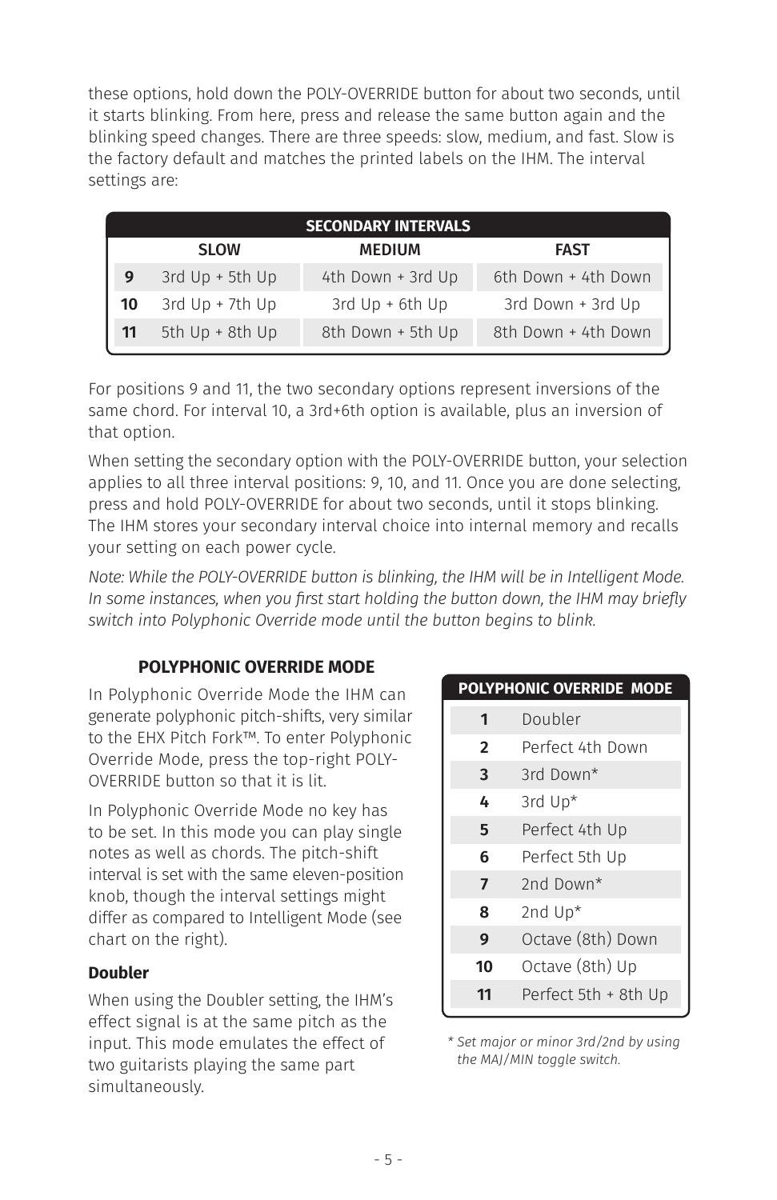these options, hold down the POLY-OVERRIDE button for about two seconds, until it starts blinking. From here, press and release the same button again and the blinking speed changes. There are three speeds: slow, medium, and fast. Slow is the factory default and matches the printed labels on the IHM. The interval settings are:

| SECONDARY INTERVALS | | | |
|---|---|---|---|
| | SLOW | MEDIUM | FAST |
| **9** | 3rd Up + 5th Up | 4th Down + 3rd Up | 6th Down + 4th Down |
| **10** | 3rd Up + 7th Up | 3rd Up + 6th Up | 3rd Down + 3rd Up |
| **11** | 5th Up + 8th Up | 8th Down + 5th Up | 8th Down + 4th Down |

For positions 9 and 11, the two secondary options represent inversions of the same chord. For interval 10, a 3rd+6th option is available, plus an inversion of that option.

When setting the secondary option with the POLY-OVERRIDE button, your selection applies to all three interval positions: 9, 10, and 11. Once you are done selecting, press and hold POLY-OVERRIDE for about two seconds, until it stops blinking. The IHM stores your secondary interval choice into internal memory and recalls your setting on each power cycle.

*Note: While the POLY-OVERRIDE button is blinking, the IHM will be in Intelligent Mode. In some instances, when you first start holding the button down, the IHM may briefly switch into Polyphonic Override mode until the button begins to blink.*

## POLYPHONIC OVERRIDE MODE

In Polyphonic Override Mode the IHM can generate polyphonic pitch-shifts, very similar to the EHX Pitch Fork™. To enter Polyphonic Override Mode, press the top-right POLY-OVERRIDE button so that it is lit.

In Polyphonic Override Mode no key has to be set. In this mode you can play single notes as well as chords. The pitch-shift interval is set with the same eleven-position knob, though the interval settings might differ as compared to Intelligent Mode (see chart on the right).

| POLYPHONIC OVERRIDE MODE | |
|---|---|
| **1** | Doubler |
| **2** | Perfect 4th Down |
| **3** | 3rd Down* |
| **4** | 3rd Up* |
| **5** | Perfect 4th Up |
| **6** | Perfect 5th Up |
| **7** | 2nd Down* |
| **8** | 2nd Up* |
| **9** | Octave (8th) Down |
| **10** | Octave (8th) Up |
| **11** | Perfect 5th + 8th Up |

*\* Set major or minor 3rd/2nd by using the MAJ/MIN toggle switch.*

### Doubler

When using the Doubler setting, the IHM's effect signal is at the same pitch as the input. This mode emulates the effect of two guitarists playing the same part simultaneously.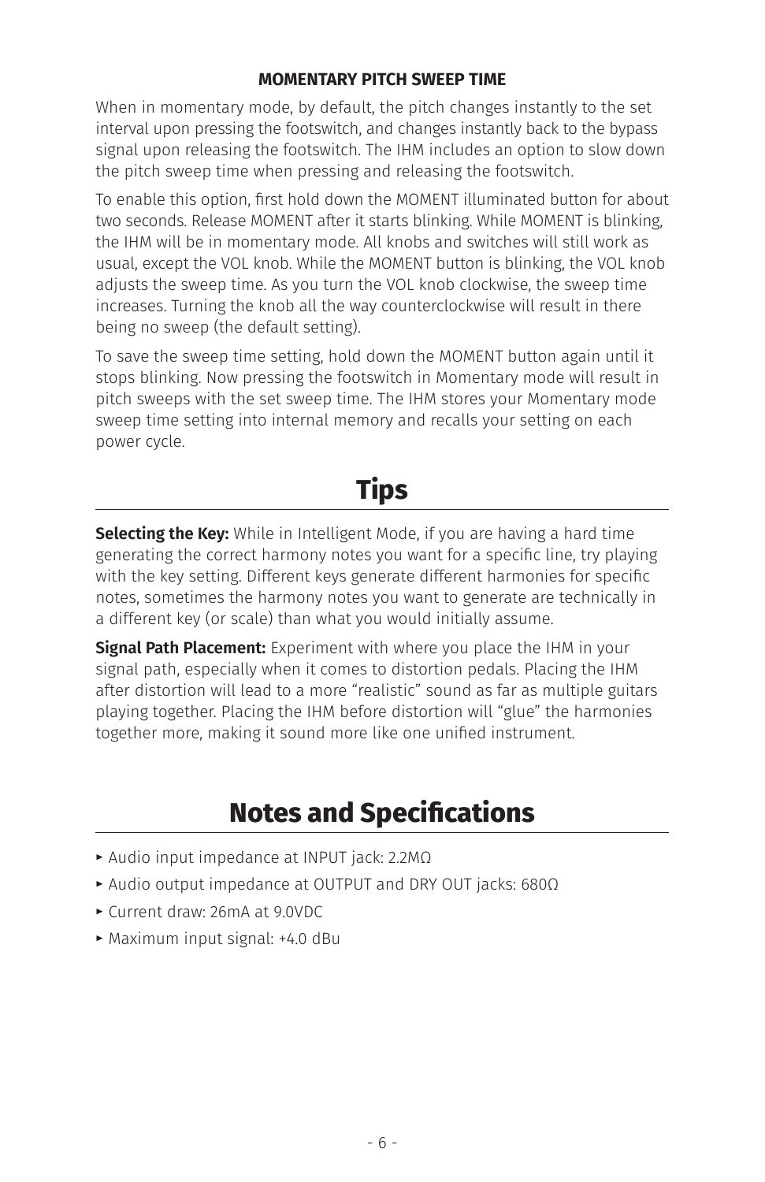### MOMENTARY PITCH SWEEP TIME

When in momentary mode, by default, the pitch changes instantly to the set interval upon pressing the footswitch, and changes instantly back to the bypass signal upon releasing the footswitch. The IHM includes an option to slow down the pitch sweep time when pressing and releasing the footswitch.

To enable this option, first hold down the MOMENT illuminated button for about two seconds. Release MOMENT after it starts blinking. While MOMENT is blinking, the IHM will be in momentary mode. All knobs and switches will still work as usual, except the VOL knob. While the MOMENT button is blinking, the VOL knob adjusts the sweep time. As you turn the VOL knob clockwise, the sweep time increases. Turning the knob all the way counterclockwise will result in there being no sweep (the default setting).

To save the sweep time setting, hold down the MOMENT button again until it stops blinking. Now pressing the footswitch in Momentary mode will result in pitch sweeps with the set sweep time. The IHM stores your Momentary mode sweep time setting into internal memory and recalls your setting on each power cycle.

## Tips

**Selecting the Key:** While in Intelligent Mode, if you are having a hard time generating the correct harmony notes you want for a specific line, try playing with the key setting. Different keys generate different harmonies for specific notes, sometimes the harmony notes you want to generate are technically in a different key (or scale) than what you would initially assume.

**Signal Path Placement:** Experiment with where you place the IHM in your signal path, especially when it comes to distortion pedals. Placing the IHM after distortion will lead to a more “realistic” sound as far as multiple guitars playing together. Placing the IHM before distortion will “glue” the harmonies together more, making it sound more like one unified instrument.

## Notes and Specifications

- Audio input impedance at INPUT jack: 2.2MΩ
- Audio output impedance at OUTPUT and DRY OUT jacks: 680Ω
- Current draw: 26mA at 9.0VDC
- Maximum input signal: +4.0 dBu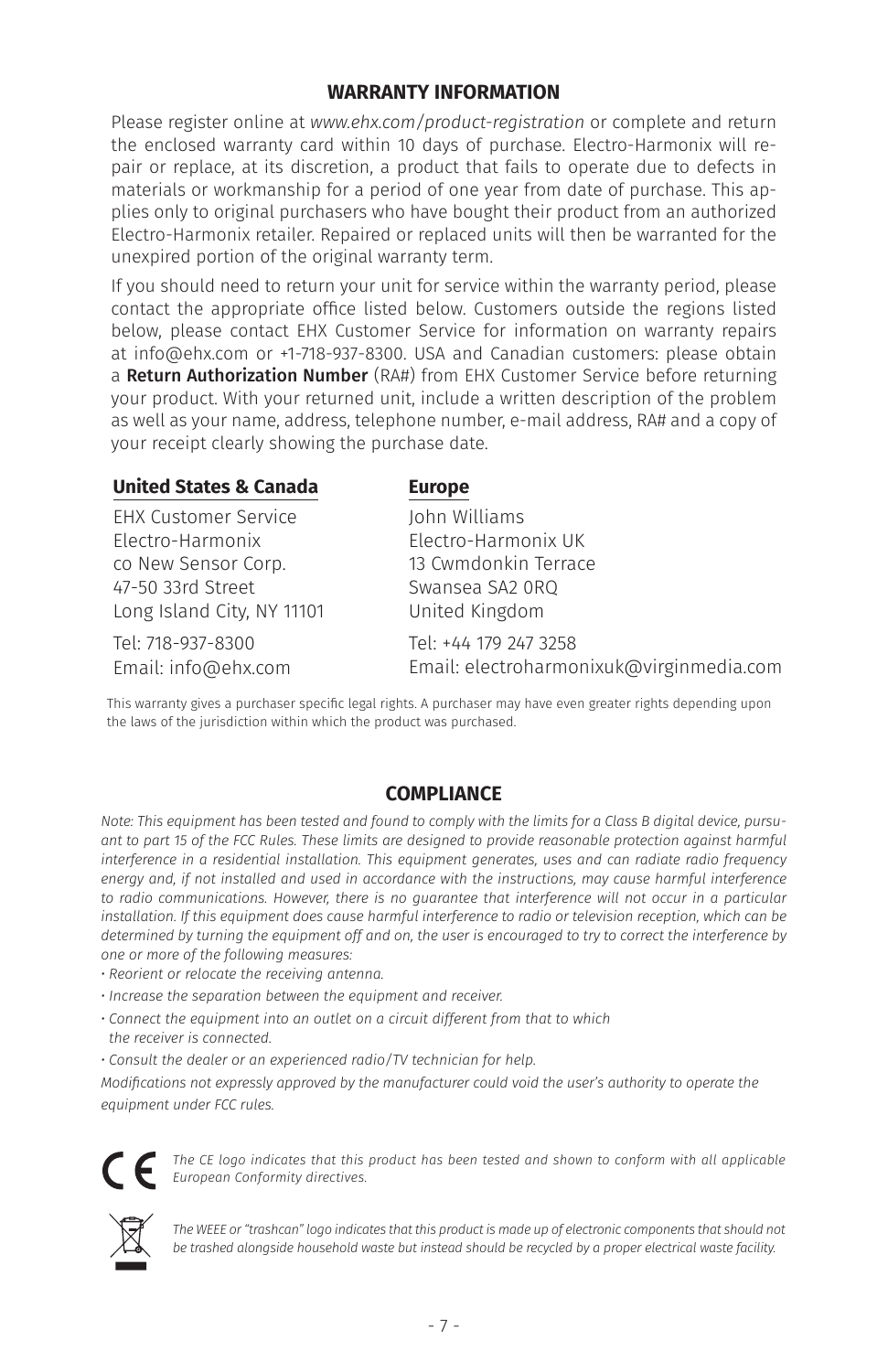## WARRANTY INFORMATION

Please register online at *www.ehx.com/product-registration* or complete and return the enclosed warranty card within 10 days of purchase. Electro-Harmonix will repair or replace, at its discretion, a product that fails to operate due to defects in materials or workmanship for a period of one year from date of purchase. This applies only to original purchasers who have bought their product from an authorized Electro-Harmonix retailer. Repaired or replaced units will then be warranted for the unexpired portion of the original warranty term.

If you should need to return your unit for service within the warranty period, please contact the appropriate office listed below. Customers outside the regions listed below, please contact EHX Customer Service for information on warranty repairs at info@ehx.com or +1-718-937-8300. USA and Canadian customers: please obtain a **Return Authorization Number** (RA#) from EHX Customer Service before returning your product. With your returned unit, include a written description of the problem as well as your name, address, telephone number, e-mail address, RA# and a copy of your receipt clearly showing the purchase date.

**United States & Canada**

EHX Customer Service
Electro-Harmonix
co New Sensor Corp.
47-50 33rd Street
Long Island City, NY 11101

Tel: 718-937-8300
Email: info@ehx.com

**Europe**

John Williams
Electro-Harmonix UK
13 Cwmdonkin Terrace
Swansea SA2 0RQ
United Kingdom

Tel: +44 179 247 3258
Email: electroharmonixuk@virginmedia.com

This warranty gives a purchaser specific legal rights. A purchaser may have even greater rights depending upon the laws of the jurisdiction within which the product was purchased.

## COMPLIANCE

*Note: This equipment has been tested and found to comply with the limits for a Class B digital device, pursuant to part 15 of the FCC Rules. These limits are designed to provide reasonable protection against harmful interference in a residential installation. This equipment generates, uses and can radiate radio frequency energy and, if not installed and used in accordance with the instructions, may cause harmful interference to radio communications. However, there is no guarantee that interference will not occur in a particular installation. If this equipment does cause harmful interference to radio or television reception, which can be determined by turning the equipment off and on, the user is encouraged to try to correct the interference by one or more of the following measures:*

- *Reorient or relocate the receiving antenna.*
- *Increase the separation between the equipment and receiver.*
- *Connect the equipment into an outlet on a circuit different from that to which the receiver is connected.*
- *Consult the dealer or an experienced radio/TV technician for help.*

*Modifications not expressly approved by the manufacturer could void the user's authority to operate the equipment under FCC rules.*

*The CE logo indicates that this product has been tested and shown to conform with all applicable European Conformity directives.*

*The WEEE or "trashcan" logo indicates that this product is made up of electronic components that should not be trashed alongside household waste but instead should be recycled by a proper electrical waste facility.*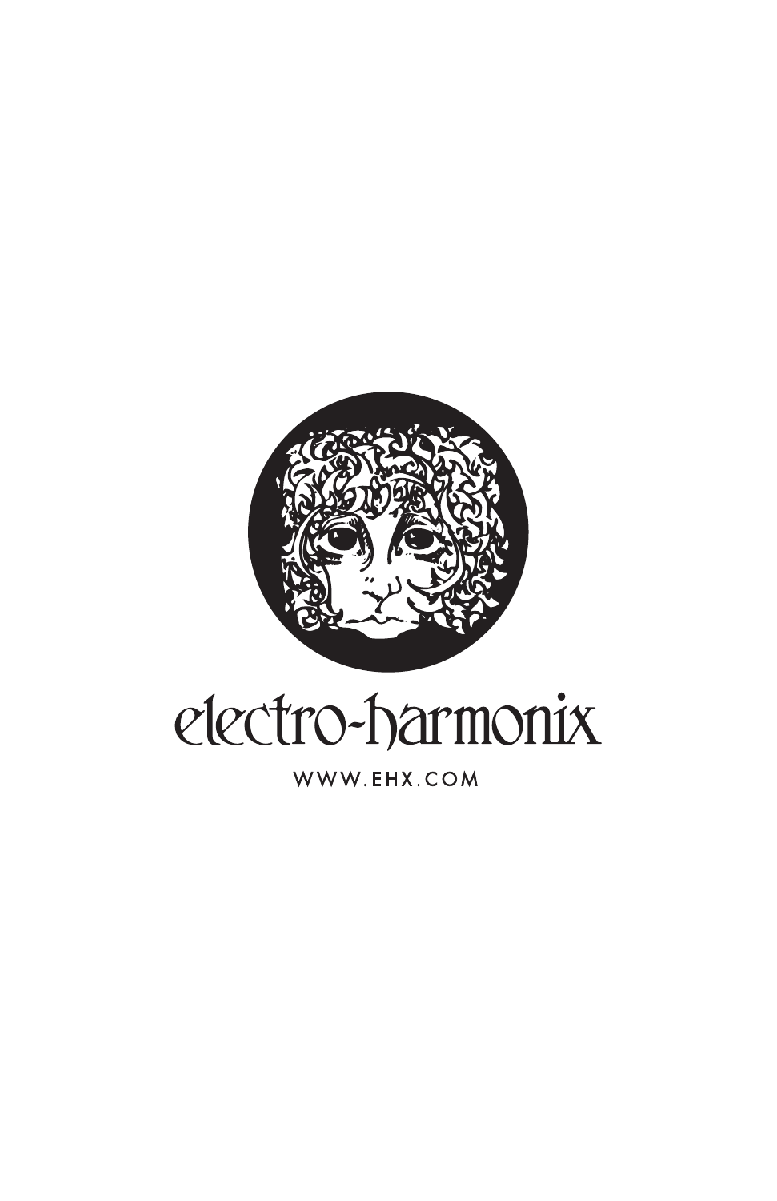electro-harmonix

WWW.EHX.COM